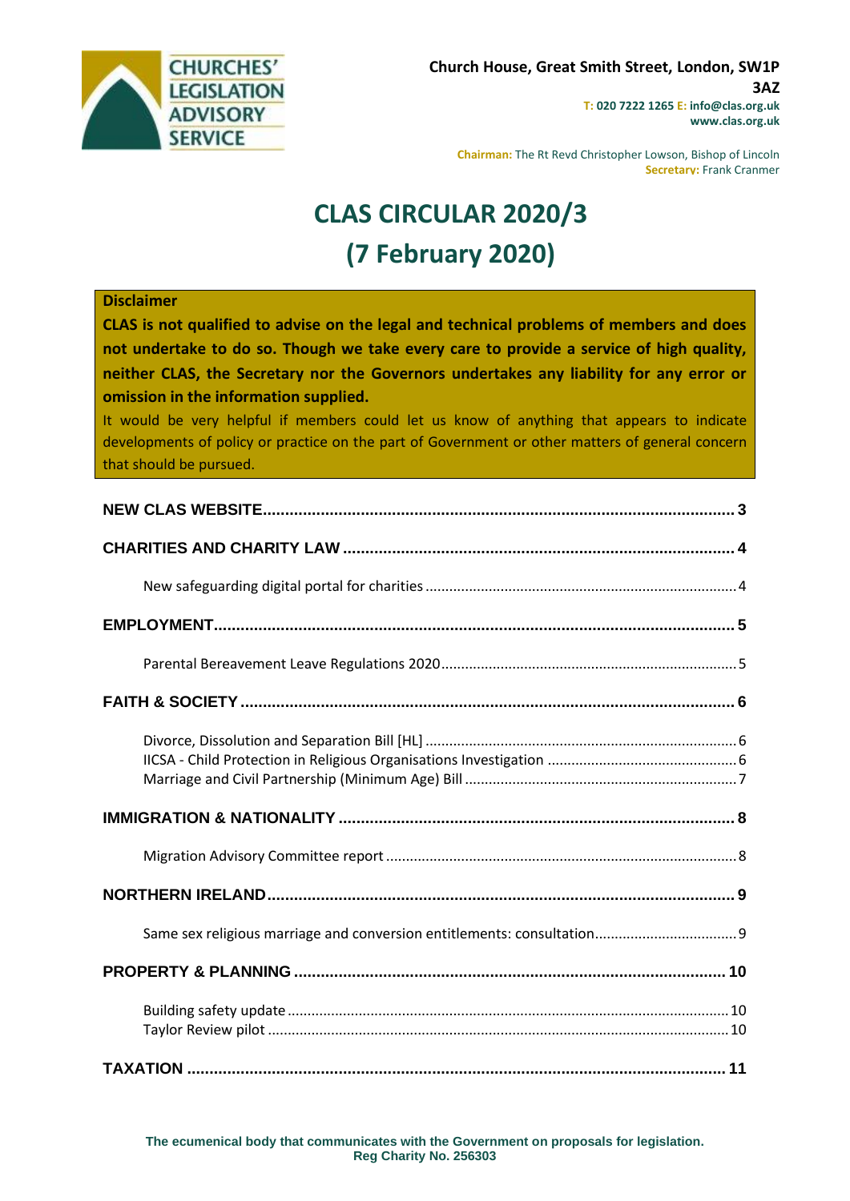**CHURCHES' LEGISLATION ADVISORY SERVICE**

**Church House, Great Smith Street, London, SW1P 3AZ**
**T: 020 7222 1265 E: info@clas.org.uk**
**www.clas.org.uk**

**Chairman:** The Rt Revd Christopher Lowson, Bishop of Lincoln
**Secretary:** Frank Cranmer

# CLAS CIRCULAR 2020/3
# (7 February 2020)

**Disclaimer**

**CLAS is not qualified to advise on the legal and technical problems of members and does not undertake to do so. Though we take every care to provide a service of high quality, neither CLAS, the Secretary nor the Governors undertakes any liability for any error or omission in the information supplied.**

It would be very helpful if members could let us know of anything that appears to indicate developments of policy or practice on the part of Government or other matters of general concern that should be pursued.

**NEW CLAS WEBSITE** .......... 3

**CHARITIES AND CHARITY LAW** .......... 4

- New safeguarding digital portal for charities .......... 4

**EMPLOYMENT** .......... 5

- Parental Bereavement Leave Regulations 2020 .......... 5

**FAITH & SOCIETY** .......... 6

- Divorce, Dissolution and Separation Bill [HL] .......... 6
- IICSA - Child Protection in Religious Organisations Investigation .......... 6
- Marriage and Civil Partnership (Minimum Age) Bill .......... 7

**IMMIGRATION & NATIONALITY** .......... 8

- Migration Advisory Committee report .......... 8

**NORTHERN IRELAND** .......... 9

- Same sex religious marriage and conversion entitlements: consultation .......... 9

**PROPERTY & PLANNING** .......... 10

- Building safety update .......... 10
- Taylor Review pilot .......... 10

**TAXATION** .......... 11

The ecumenical body that communicates with the Government on proposals for legislation.
Reg Charity No. 256303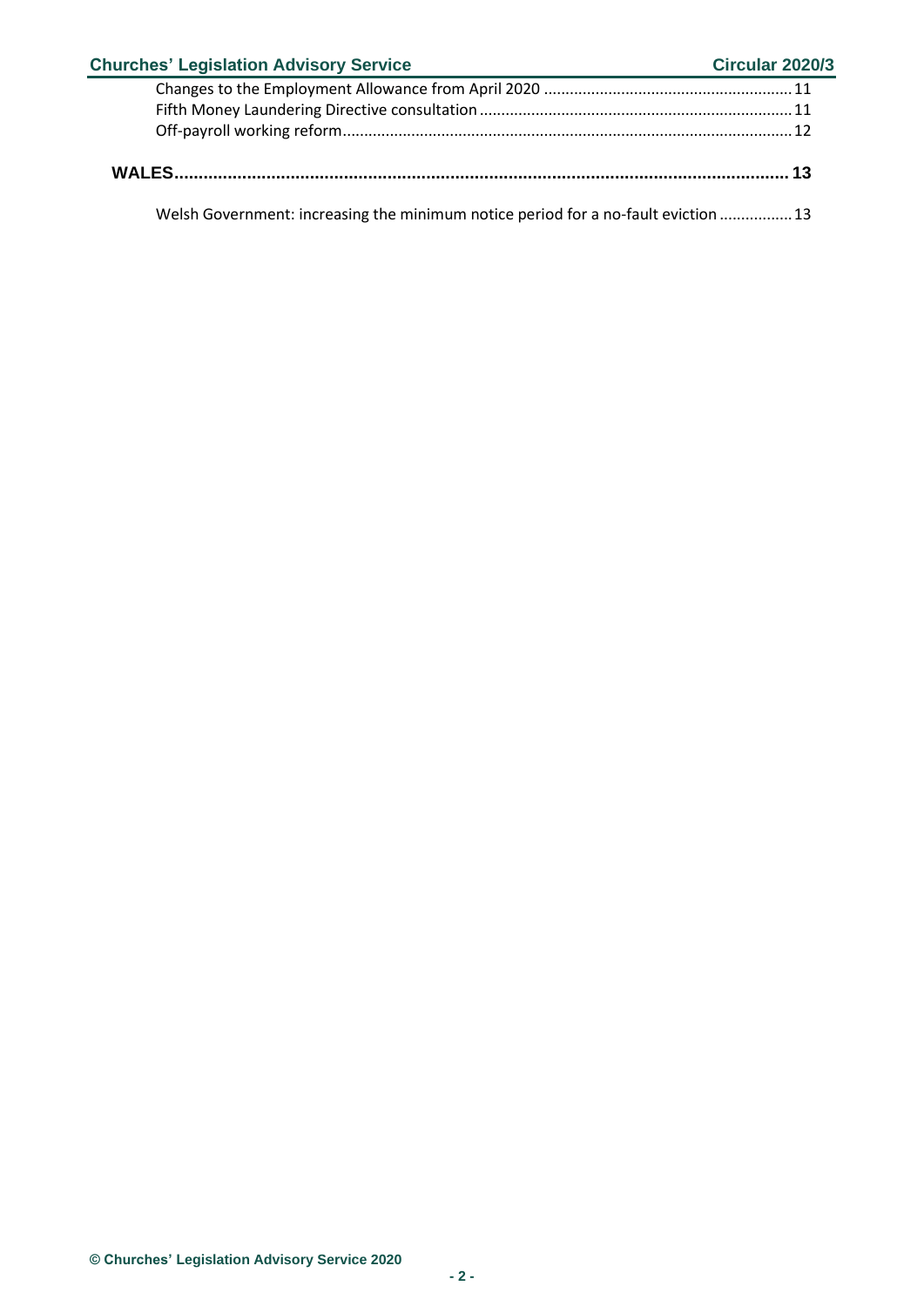Changes to the Employment Allowance from April 2020 .......... 11
Fifth Money Laundering Directive consultation .......... 11
Off-payroll working reform .......... 12

**WALES .......... 13**

Welsh Government: increasing the minimum notice period for a no-fault eviction .......... 13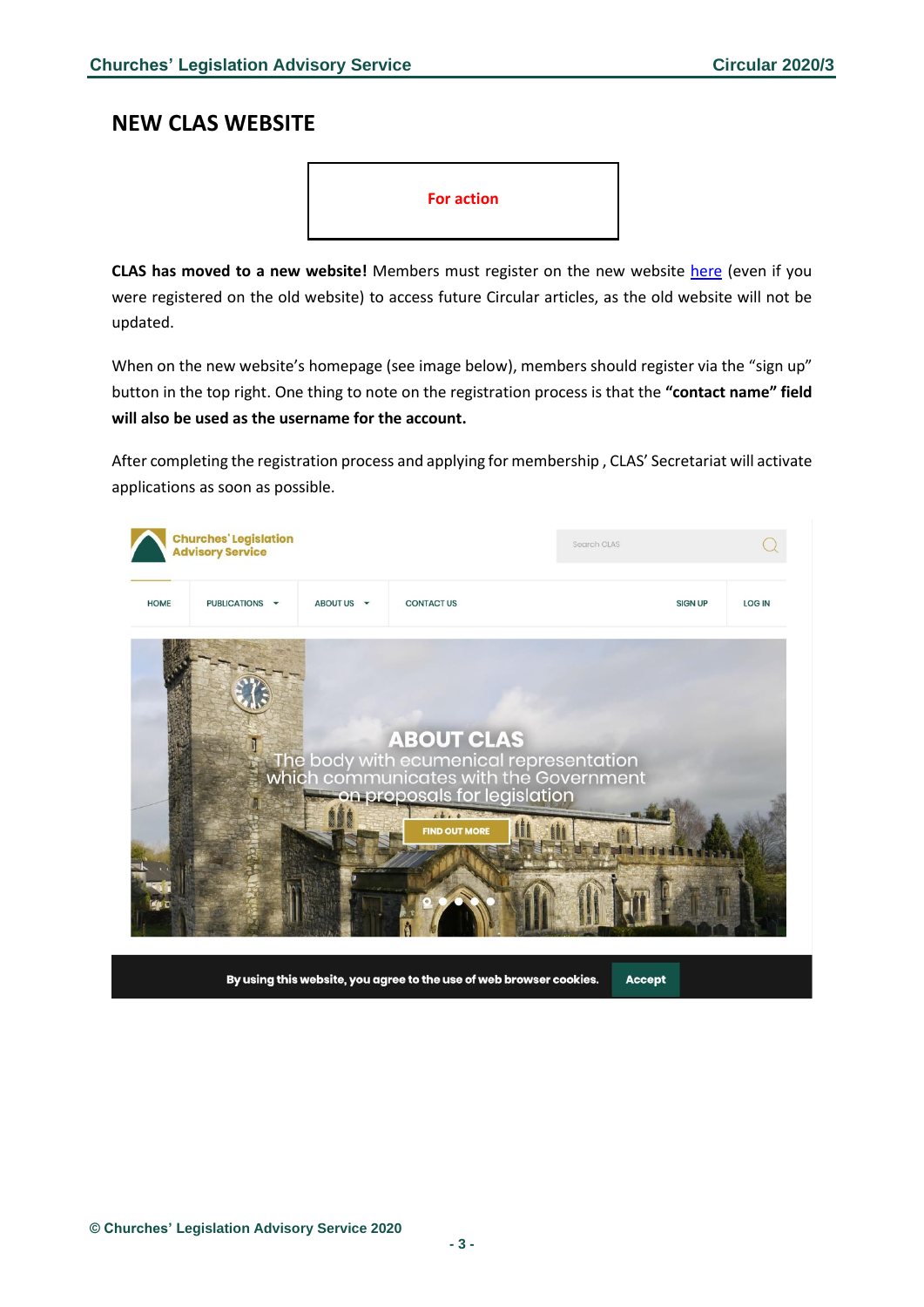## NEW CLAS WEBSITE

**For action**

**CLAS has moved to a new website!** Members must register on the new website here (even if you were registered on the old website) to access future Circular articles, as the old website will not be updated.

When on the new website's homepage (see image below), members should register via the "sign up" button in the top right. One thing to note on the registration process is that the **"contact name" field will also be used as the username for the account.**

After completing the registration process and applying for membership , CLAS' Secretariat will activate applications as soon as possible.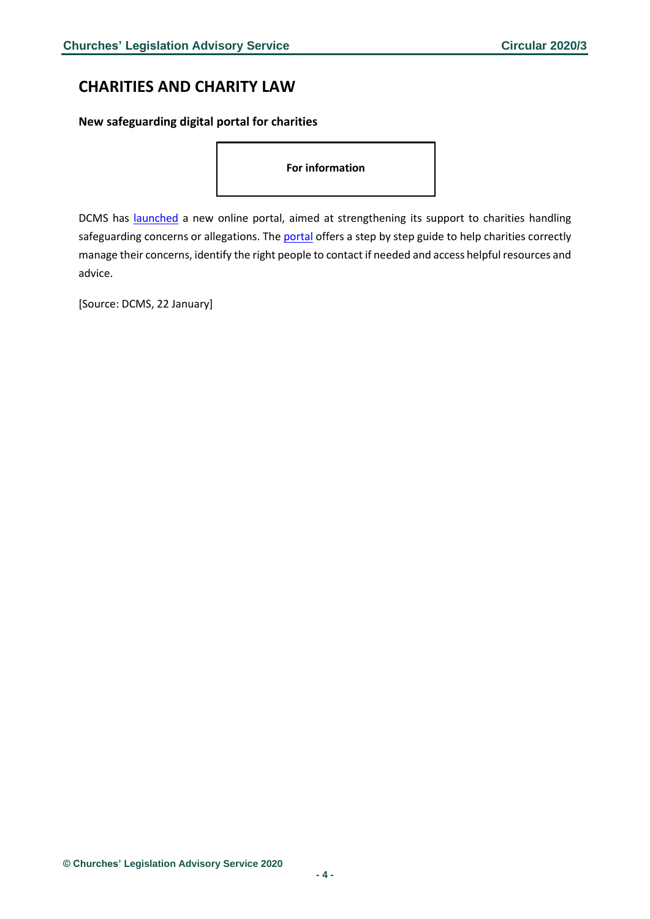## CHARITIES AND CHARITY LAW

### New safeguarding digital portal for charities

**For information**

DCMS has launched a new online portal, aimed at strengthening its support to charities handling safeguarding concerns or allegations. The portal offers a step by step guide to help charities correctly manage their concerns, identify the right people to contact if needed and access helpful resources and advice.

[Source: DCMS, 22 January]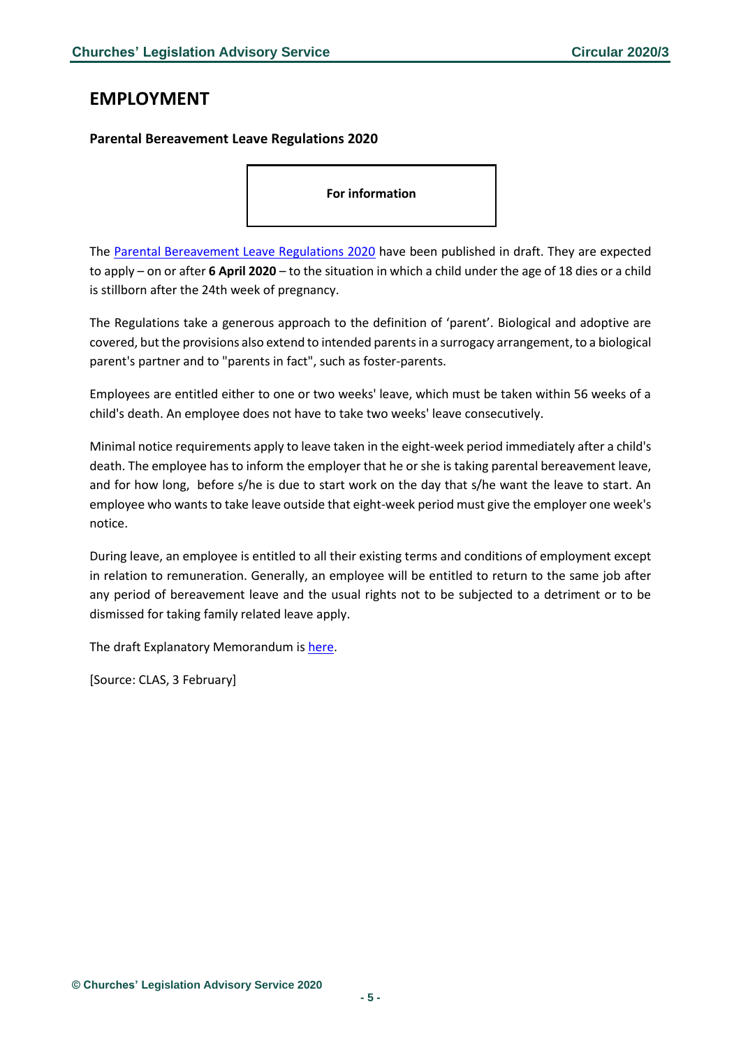## EMPLOYMENT

### Parental Bereavement Leave Regulations 2020

**For information**

The Parental Bereavement Leave Regulations 2020 have been published in draft. They are expected to apply – on or after **6 April 2020** – to the situation in which a child under the age of 18 dies or a child is stillborn after the 24th week of pregnancy.

The Regulations take a generous approach to the definition of 'parent'. Biological and adoptive are covered, but the provisions also extend to intended parents in a surrogacy arrangement, to a biological parent's partner and to "parents in fact", such as foster-parents.

Employees are entitled either to one or two weeks' leave, which must be taken within 56 weeks of a child's death. An employee does not have to take two weeks' leave consecutively.

Minimal notice requirements apply to leave taken in the eight-week period immediately after a child's death. The employee has to inform the employer that he or she is taking parental bereavement leave, and for how long, before s/he is due to start work on the day that s/he want the leave to start. An employee who wants to take leave outside that eight-week period must give the employer one week's notice.

During leave, an employee is entitled to all their existing terms and conditions of employment except in relation to remuneration. Generally, an employee will be entitled to return to the same job after any period of bereavement leave and the usual rights not to be subjected to a detriment or to be dismissed for taking family related leave apply.

The draft Explanatory Memorandum is here.

[Source: CLAS, 3 February]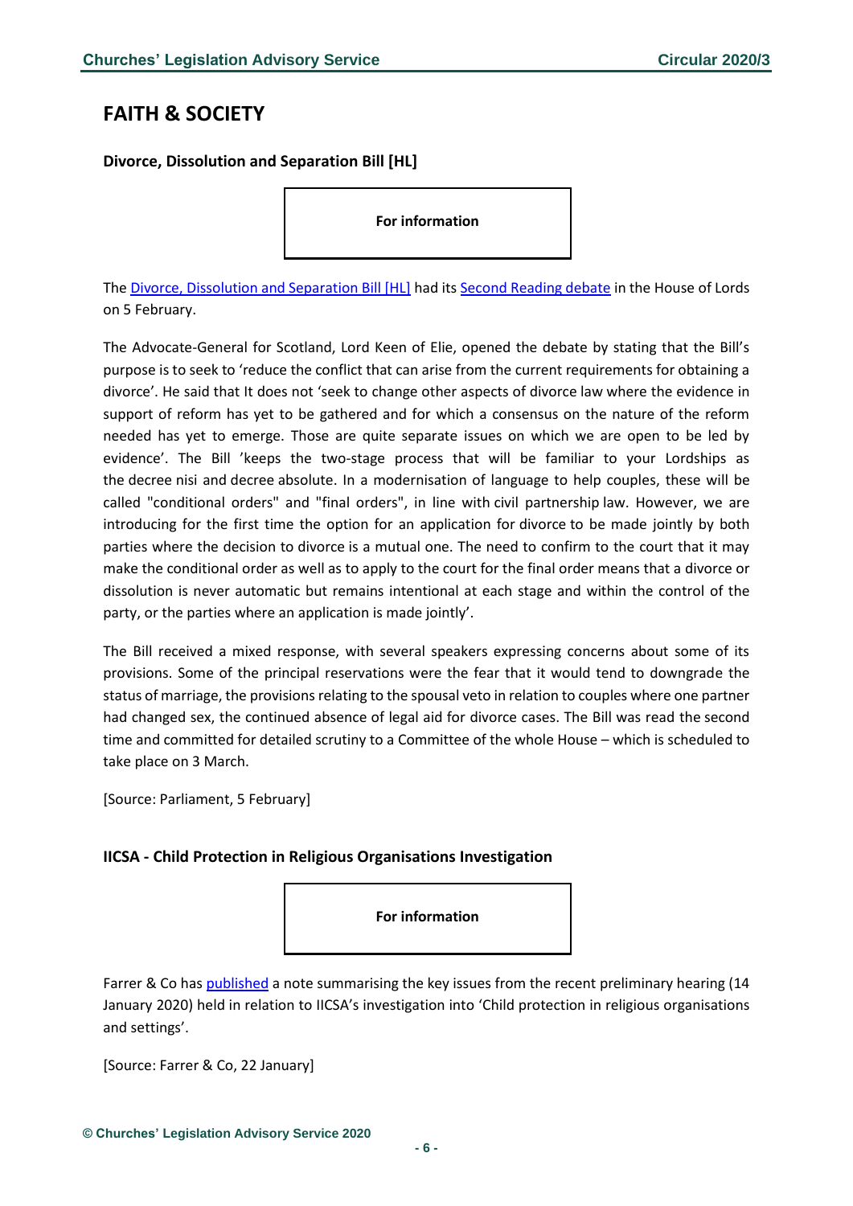# FAITH & SOCIETY

## Divorce, Dissolution and Separation Bill [HL]

**For information**

The Divorce, Dissolution and Separation Bill [HL] had its Second Reading debate in the House of Lords on 5 February.

The Advocate-General for Scotland, Lord Keen of Elie, opened the debate by stating that the Bill's purpose is to seek to 'reduce the conflict that can arise from the current requirements for obtaining a divorce'. He said that It does not 'seek to change other aspects of divorce law where the evidence in support of reform has yet to be gathered and for which a consensus on the nature of the reform needed has yet to emerge. Those are quite separate issues on which we are open to be led by evidence'. The Bill 'keeps the two-stage process that will be familiar to your Lordships as the decree nisi and decree absolute. In a modernisation of language to help couples, these will be called "conditional orders" and "final orders", in line with civil partnership law. However, we are introducing for the first time the option for an application for divorce to be made jointly by both parties where the decision to divorce is a mutual one. The need to confirm to the court that it may make the conditional order as well as to apply to the court for the final order means that a divorce or dissolution is never automatic but remains intentional at each stage and within the control of the party, or the parties where an application is made jointly'.

The Bill received a mixed response, with several speakers expressing concerns about some of its provisions. Some of the principal reservations were the fear that it would tend to downgrade the status of marriage, the provisions relating to the spousal veto in relation to couples where one partner had changed sex, the continued absence of legal aid for divorce cases. The Bill was read the second time and committed for detailed scrutiny to a Committee of the whole House – which is scheduled to take place on 3 March.

[Source: Parliament, 5 February]

## IICSA - Child Protection in Religious Organisations Investigation

**For information**

Farrer & Co has published a note summarising the key issues from the recent preliminary hearing (14 January 2020) held in relation to IICSA's investigation into 'Child protection in religious organisations and settings'.

[Source: Farrer & Co, 22 January]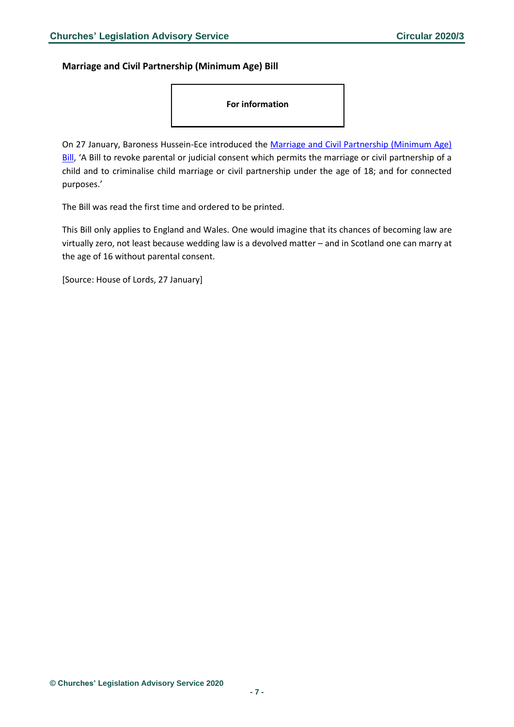### Marriage and Civil Partnership (Minimum Age) Bill

**For information**

On 27 January, Baroness Hussein-Ece introduced the Marriage and Civil Partnership (Minimum Age) Bill, 'A Bill to revoke parental or judicial consent which permits the marriage or civil partnership of a child and to criminalise child marriage or civil partnership under the age of 18; and for connected purposes.'

The Bill was read the first time and ordered to be printed.

This Bill only applies to England and Wales. One would imagine that its chances of becoming law are virtually zero, not least because wedding law is a devolved matter – and in Scotland one can marry at the age of 16 without parental consent.

[Source: House of Lords, 27 January]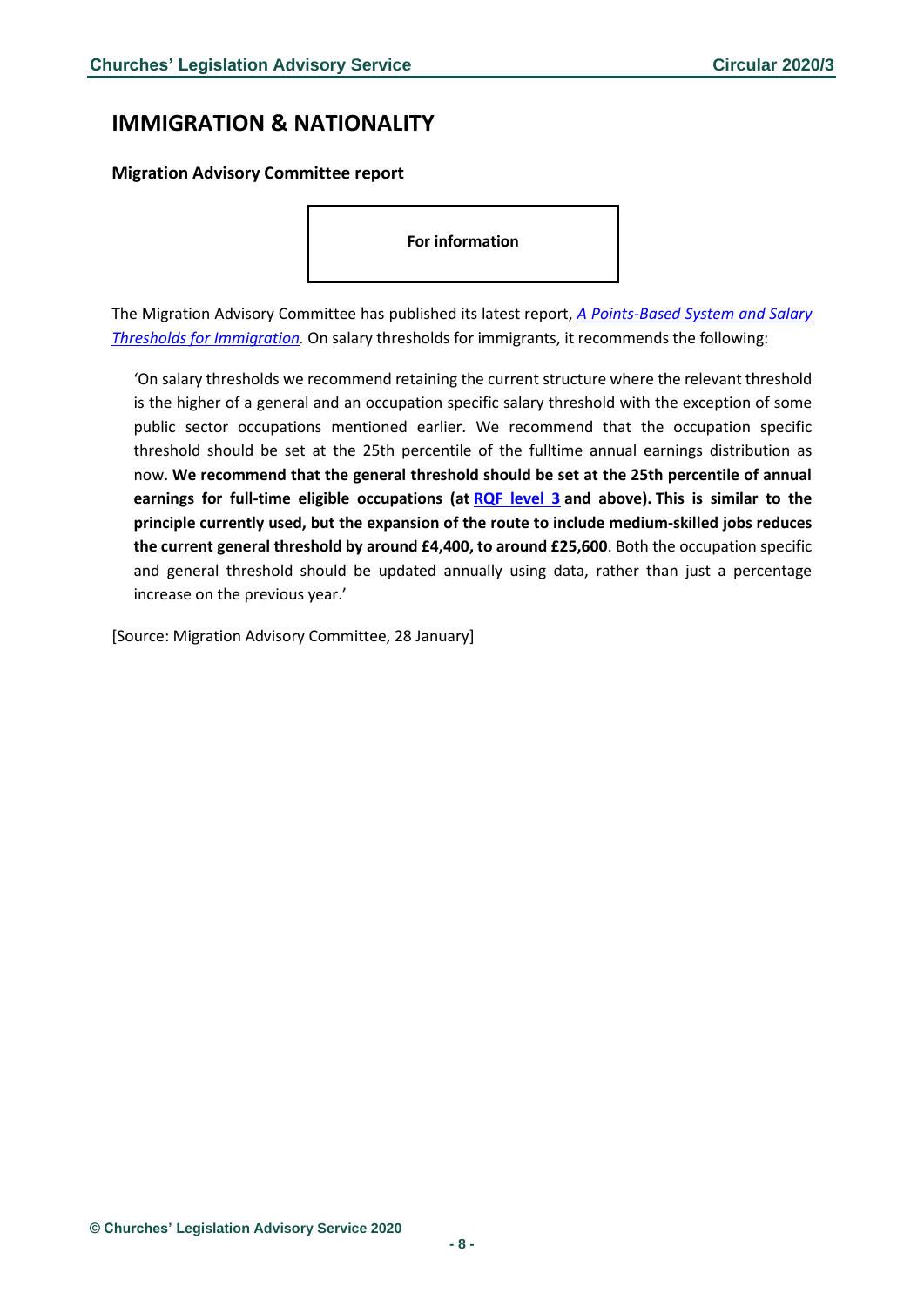# IMMIGRATION & NATIONALITY

### Migration Advisory Committee report

**For information**

The Migration Advisory Committee has published its latest report, *A Points-Based System and Salary Thresholds for Immigration.* On salary thresholds for immigrants, it recommends the following:

> 'On salary thresholds we recommend retaining the current structure where the relevant threshold is the higher of a general and an occupation specific salary threshold with the exception of some public sector occupations mentioned earlier. We recommend that the occupation specific threshold should be set at the 25th percentile of the fulltime annual earnings distribution as now. **We recommend that the general threshold should be set at the 25th percentile of annual earnings for full-time eligible occupations (at RQF level 3 and above). This is similar to the principle currently used, but the expansion of the route to include medium-skilled jobs reduces the current general threshold by around £4,400, to around £25,600**. Both the occupation specific and general threshold should be updated annually using data, rather than just a percentage increase on the previous year.'

[Source: Migration Advisory Committee, 28 January]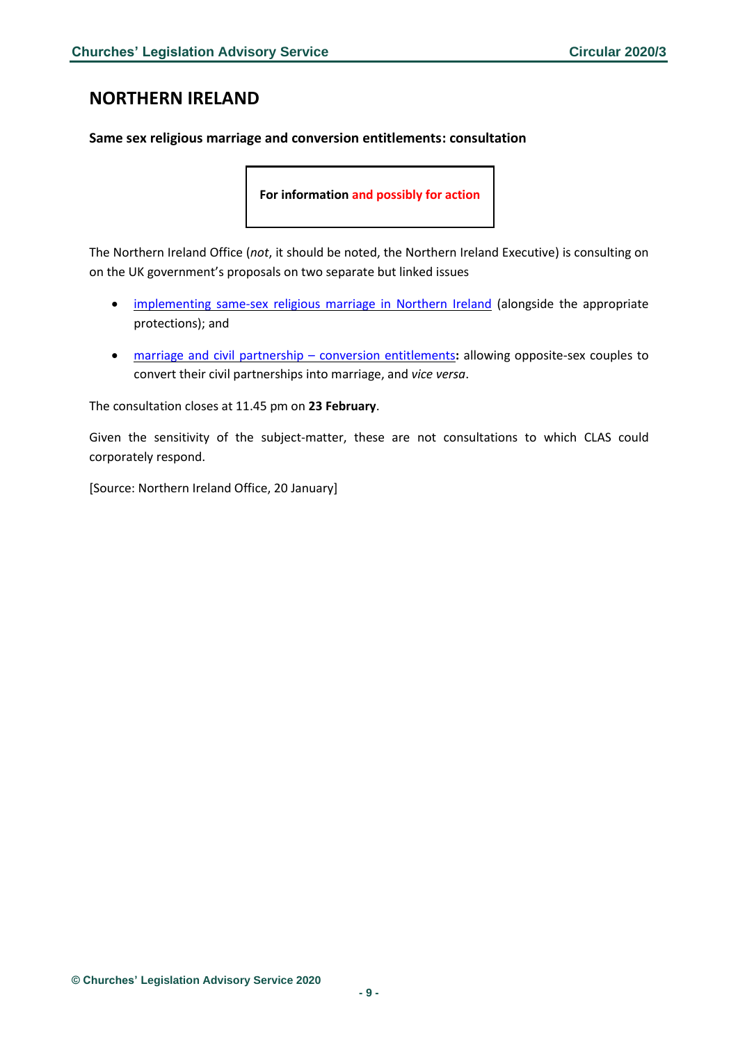## NORTHERN IRELAND

### Same sex religious marriage and conversion entitlements: consultation

**For information and possibly for action**

The Northern Ireland Office (*not*, it should be noted, the Northern Ireland Executive) is consulting on on the UK government's proposals on two separate but linked issues

- implementing same-sex religious marriage in Northern Ireland (alongside the appropriate protections); and
- marriage and civil partnership – conversion entitlements**:** allowing opposite-sex couples to convert their civil partnerships into marriage, and *vice versa*.

The consultation closes at 11.45 pm on **23 February**.

Given the sensitivity of the subject-matter, these are not consultations to which CLAS could corporately respond.

[Source: Northern Ireland Office, 20 January]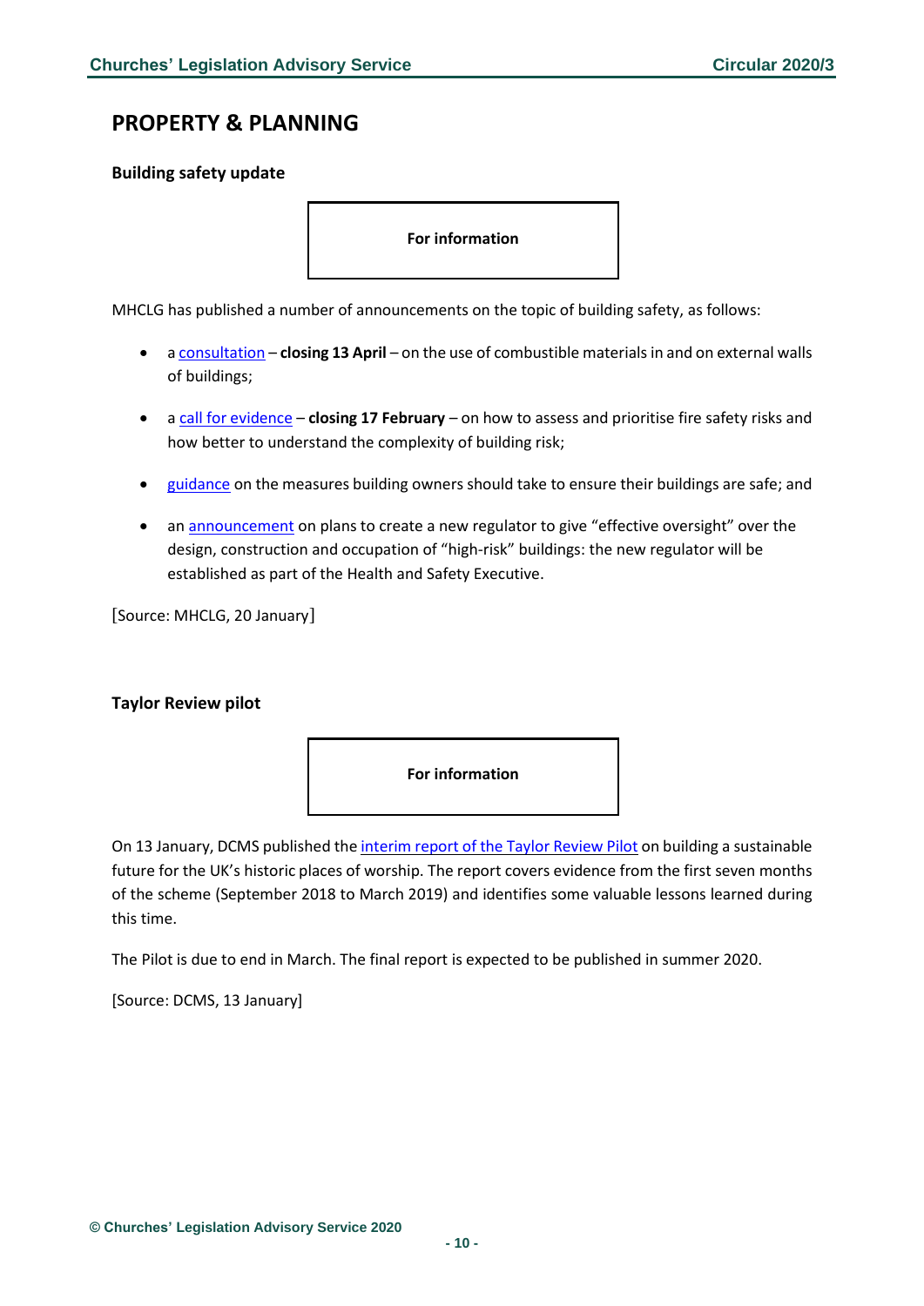## PROPERTY & PLANNING

### Building safety update

**For information**

MHCLG has published a number of announcements on the topic of building safety, as follows:

- a consultation – **closing 13 April** – on the use of combustible materials in and on external walls of buildings;
- a call for evidence – **closing 17 February** – on how to assess and prioritise fire safety risks and how better to understand the complexity of building risk;
- guidance on the measures building owners should take to ensure their buildings are safe; and
- an announcement on plans to create a new regulator to give "effective oversight" over the design, construction and occupation of "high-risk" buildings: the new regulator will be established as part of the Health and Safety Executive.

[Source: MHCLG, 20 January]

### Taylor Review pilot

**For information**

On 13 January, DCMS published the interim report of the Taylor Review Pilot on building a sustainable future for the UK's historic places of worship. The report covers evidence from the first seven months of the scheme (September 2018 to March 2019) and identifies some valuable lessons learned during this time.

The Pilot is due to end in March. The final report is expected to be published in summer 2020.

[Source: DCMS, 13 January]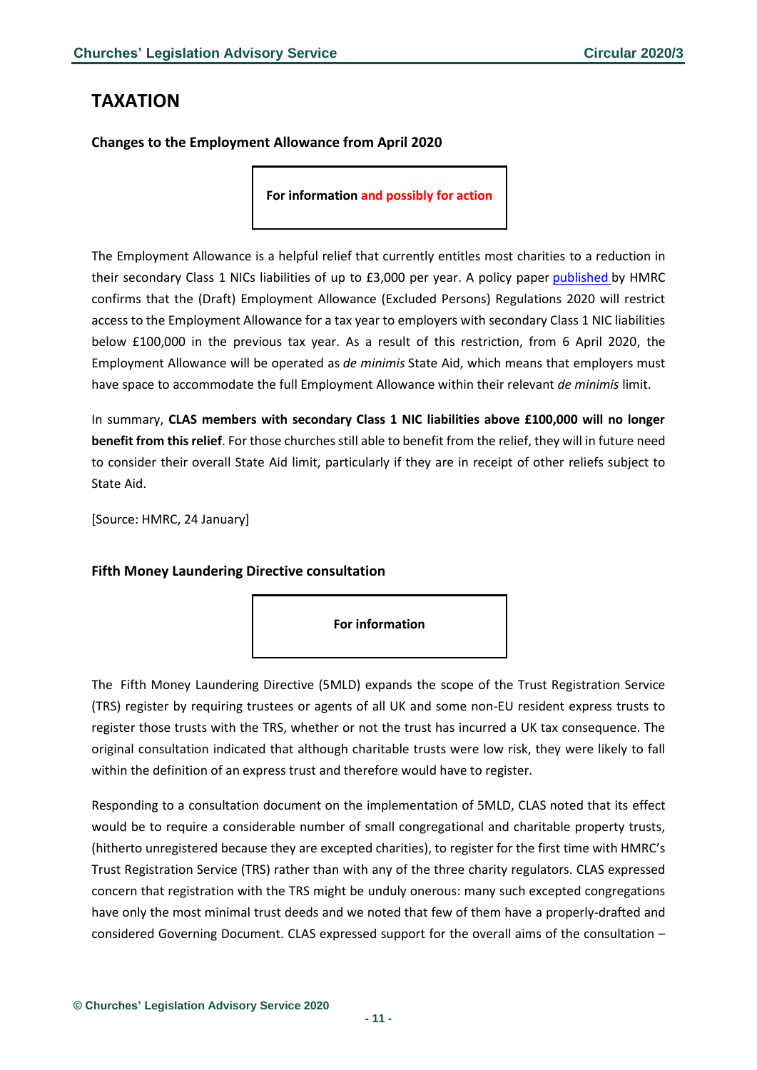# TAXATION

### Changes to the Employment Allowance from April 2020

**For information and possibly for action**

The Employment Allowance is a helpful relief that currently entitles most charities to a reduction in their secondary Class 1 NICs liabilities of up to £3,000 per year. A policy paper published by HMRC confirms that the (Draft) Employment Allowance (Excluded Persons) Regulations 2020 will restrict access to the Employment Allowance for a tax year to employers with secondary Class 1 NIC liabilities below £100,000 in the previous tax year. As a result of this restriction, from 6 April 2020, the Employment Allowance will be operated as *de minimis* State Aid, which means that employers must have space to accommodate the full Employment Allowance within their relevant *de minimis* limit.

In summary, **CLAS members with secondary Class 1 NIC liabilities above £100,000 will no longer benefit from this relief**. For those churches still able to benefit from the relief, they will in future need to consider their overall State Aid limit, particularly if they are in receipt of other reliefs subject to State Aid.

[Source: HMRC, 24 January]

### Fifth Money Laundering Directive consultation

**For information**

The Fifth Money Laundering Directive (5MLD) expands the scope of the Trust Registration Service (TRS) register by requiring trustees or agents of all UK and some non-EU resident express trusts to register those trusts with the TRS, whether or not the trust has incurred a UK tax consequence. The original consultation indicated that although charitable trusts were low risk, they were likely to fall within the definition of an express trust and therefore would have to register.

Responding to a consultation document on the implementation of 5MLD, CLAS noted that its effect would be to require a considerable number of small congregational and charitable property trusts, (hitherto unregistered because they are excepted charities), to register for the first time with HMRC's Trust Registration Service (TRS) rather than with any of the three charity regulators. CLAS expressed concern that registration with the TRS might be unduly onerous: many such excepted congregations have only the most minimal trust deeds and we noted that few of them have a properly-drafted and considered Governing Document. CLAS expressed support for the overall aims of the consultation –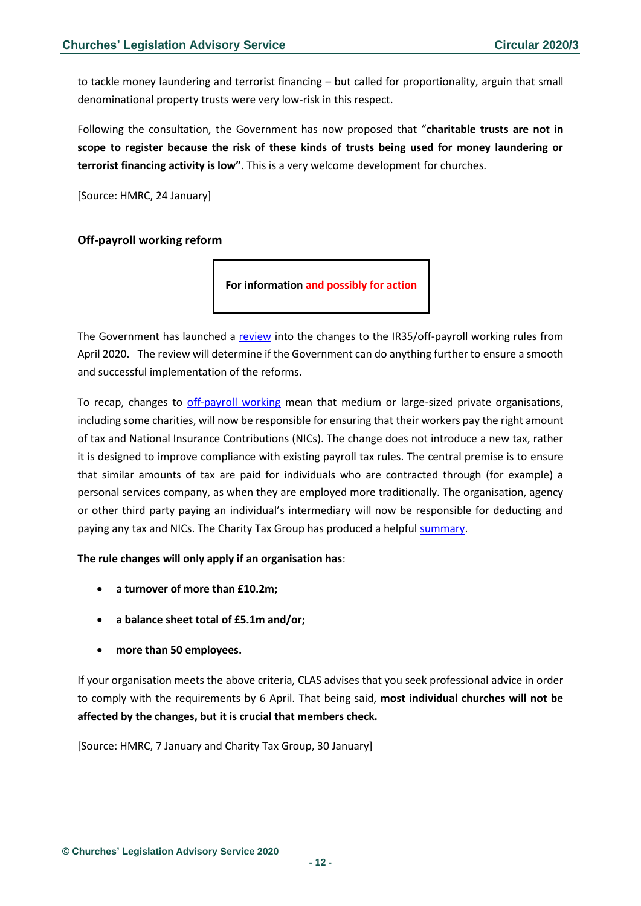to tackle money laundering and terrorist financing – but called for proportionality, arguin that small denominational property trusts were very low-risk in this respect.

Following the consultation, the Government has now proposed that "**charitable trusts are not in scope to register because the risk of these kinds of trusts being used for money laundering or terrorist financing activity is low"**. This is a very welcome development for churches.

[Source: HMRC, 24 January]

### Off-payroll working reform

**For information and possibly for action**

The Government has launched a review into the changes to the IR35/off-payroll working rules from April 2020. The review will determine if the Government can do anything further to ensure a smooth and successful implementation of the reforms.

To recap, changes to off-payroll working mean that medium or large-sized private organisations, including some charities, will now be responsible for ensuring that their workers pay the right amount of tax and National Insurance Contributions (NICs). The change does not introduce a new tax, rather it is designed to improve compliance with existing payroll tax rules. The central premise is to ensure that similar amounts of tax are paid for individuals who are contracted through (for example) a personal services company, as when they are employed more traditionally. The organisation, agency or other third party paying an individual's intermediary will now be responsible for deducting and paying any tax and NICs. The Charity Tax Group has produced a helpful summary.

**The rule changes will only apply if an organisation has**:

- **a turnover of more than £10.2m;**
- **a balance sheet total of £5.1m and/or;**
- **more than 50 employees.**

If your organisation meets the above criteria, CLAS advises that you seek professional advice in order to comply with the requirements by 6 April. That being said, **most individual churches will not be affected by the changes, but it is crucial that members check.**

[Source: HMRC, 7 January and Charity Tax Group, 30 January]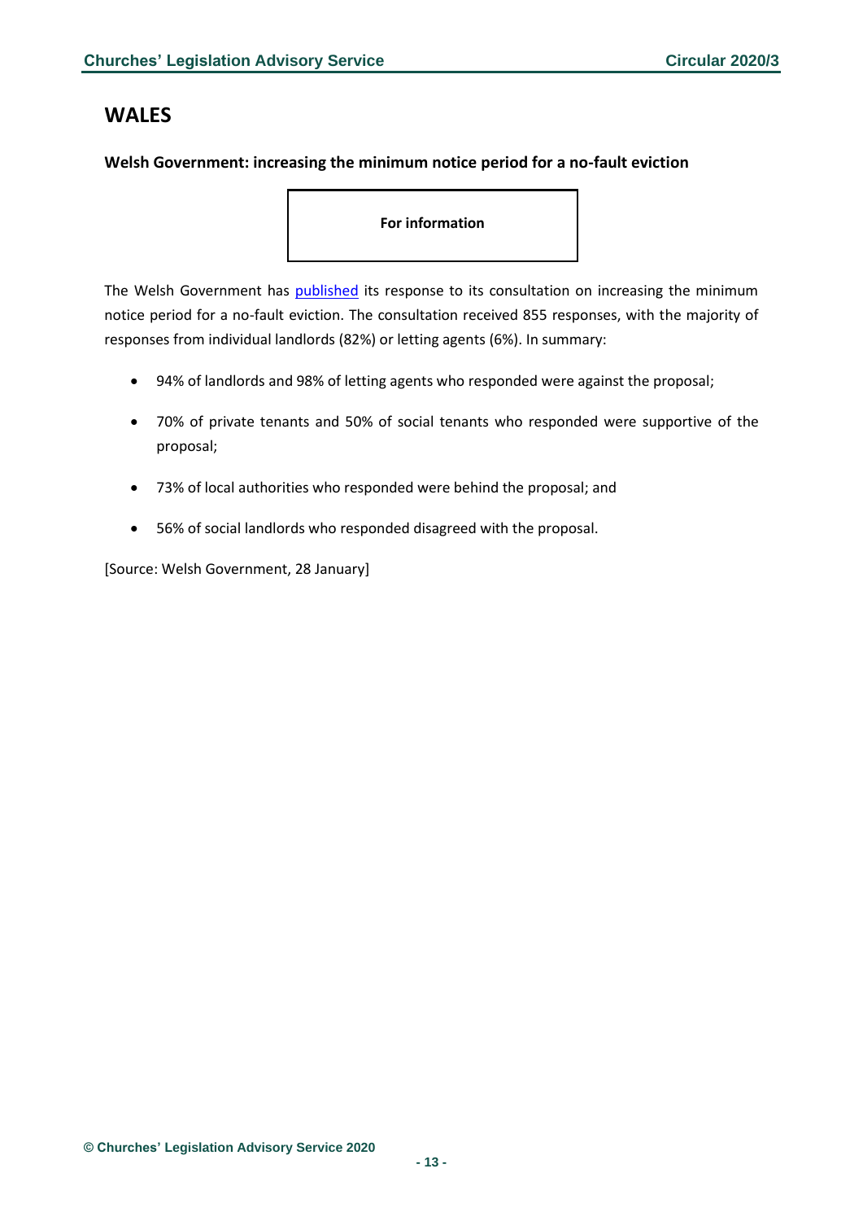# WALES

### Welsh Government: increasing the minimum notice period for a no-fault eviction

**For information**

The Welsh Government has published its response to its consultation on increasing the minimum notice period for a no-fault eviction. The consultation received 855 responses, with the majority of responses from individual landlords (82%) or letting agents (6%). In summary:

- 94% of landlords and 98% of letting agents who responded were against the proposal;
- 70% of private tenants and 50% of social tenants who responded were supportive of the proposal;
- 73% of local authorities who responded were behind the proposal; and
- 56% of social landlords who responded disagreed with the proposal.

[Source: Welsh Government, 28 January]

© Churches' Legislation Advisory Service 2020